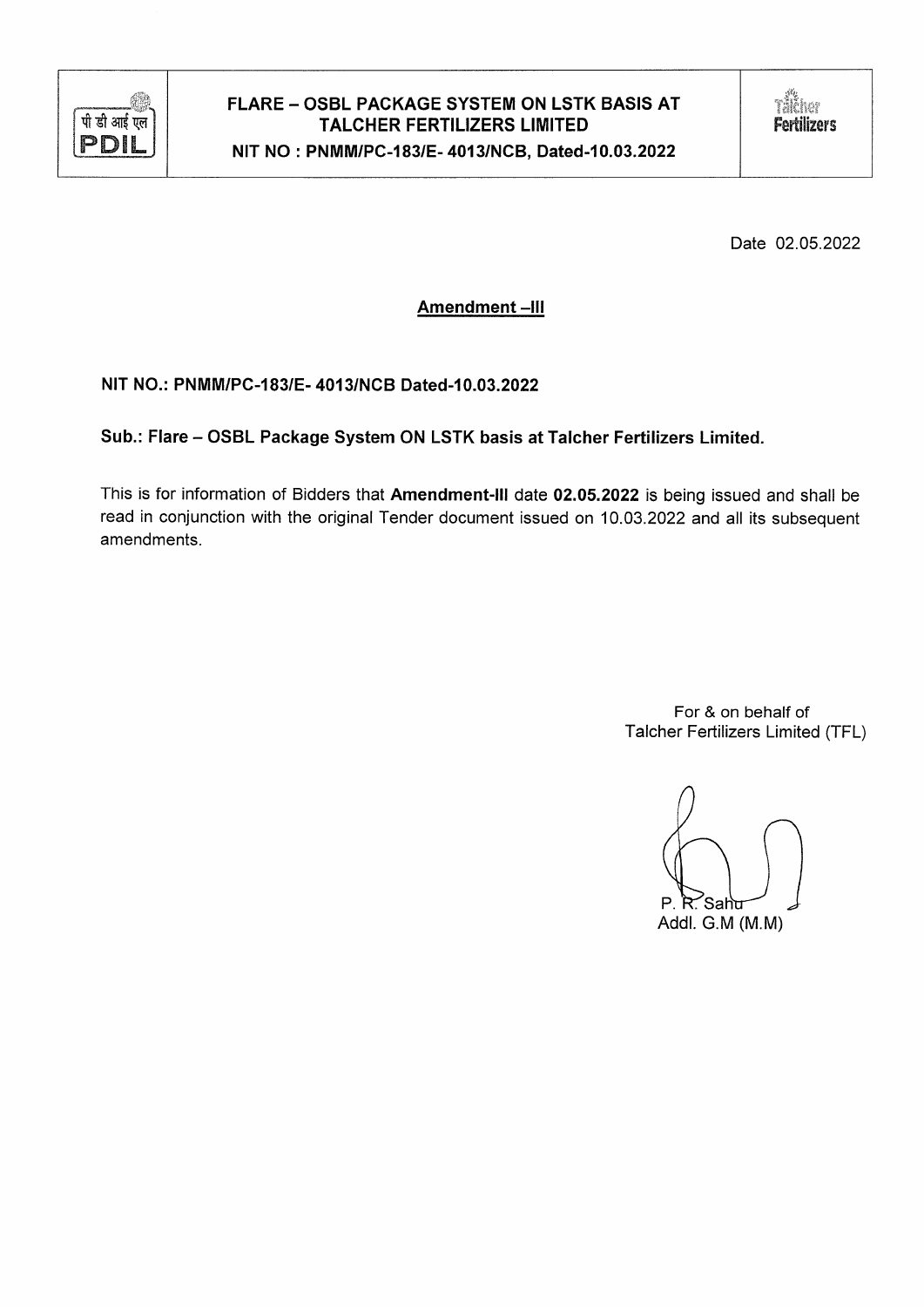| पी डी आई एल PDIL | FLARE – OSBL PACKAGE SYSTEM ON LSTK BASIS AT TALCHER FERTILIZERS LIMITED<br>NIT NO : PNMM/PC-183/E- 4013/NCB, Dated-10.03.2022 | Talcher Fertilizers |
|---|---|---|

Date 02.05.2022

## Amendment –III

**NIT NO.: PNMM/PC-183/E- 4013/NCB Dated-10.03.2022**

**Sub.: Flare – OSBL Package System ON LSTK basis at Talcher Fertilizers Limited.**

This is for information of Bidders that **Amendment-III** date **02.05.2022** is being issued and shall be read in conjunction with the original Tender document issued on 10.03.2022 and all its subsequent amendments.

For & on behalf of
Talcher Fertilizers Limited (TFL)

P. R. Sahu
Addl. G.M (M.M)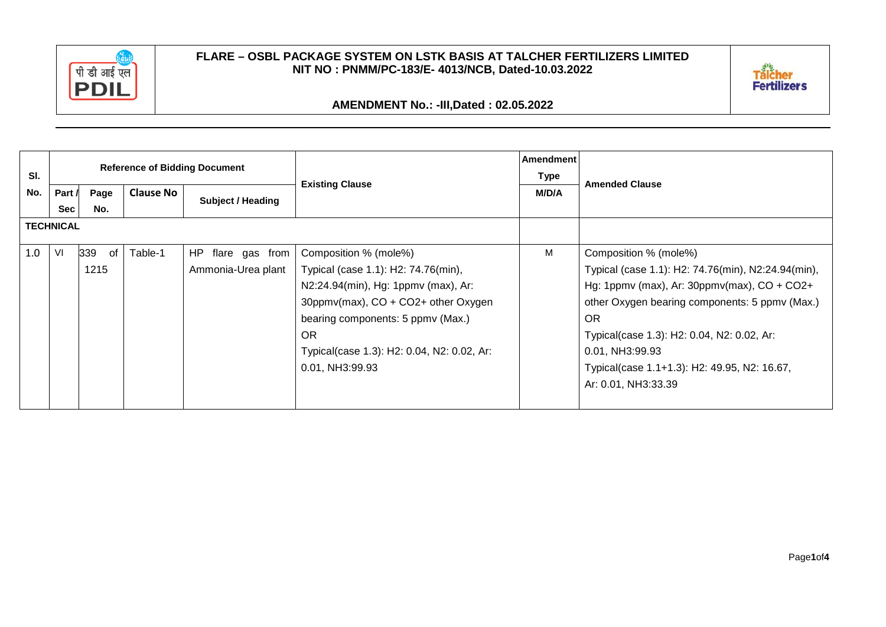# FLARE – OSBL PACKAGE SYSTEM ON LSTK BASIS AT TALCHER FERTILIZERS LIMITED
## NIT NO : PNMM/PC-183/E- 4013/NCB, Dated-10.03.2022

## AMENDMENT No.: -III,Dated : 02.05.2022

| Sl. No. | Reference of Bidding Document | | | | Existing Clause | Amendment Type M/D/A | Amended Clause |
|---|---|---|---|---|---|---|---|
| | Part / Sec | Page No. | Clause No | Subject / Heading | | | |
| **TECHNICAL** | | | | | | | |
| 1.0 | VI | 339 of 1215 | Table-1 | HP flare gas from Ammonia-Urea plant | Composition % (mole%)<br>Typical (case 1.1): $H_2$: 74.76(min), $N_2$:24.94(min), Hg: 1ppmv (max), Ar: 30ppmv(max), CO + $CO_2$+ other Oxygen bearing components: 5 ppmv (Max.)<br>OR<br>Typical(case 1.3): $H_2$: 0.04, $N_2$: 0.02, Ar: 0.01, $NH_3$:99.93 | M | Composition % (mole%)<br>Typical (case 1.1): $H_2$: 74.76(min), $N_2$:24.94(min), Hg: 1ppmv (max), Ar: 30ppmv(max), CO + $CO_2$+ other Oxygen bearing components: 5 ppmv (Max.)<br>OR<br>Typical(case 1.3): $H_2$: 0.04, $N_2$: 0.02, Ar: 0.01, $NH_3$:99.93<br>Typical(case 1.1+1.3): $H_2$: 49.95, $N_2$: 16.67, Ar: 0.01, $NH_3$:33.39 |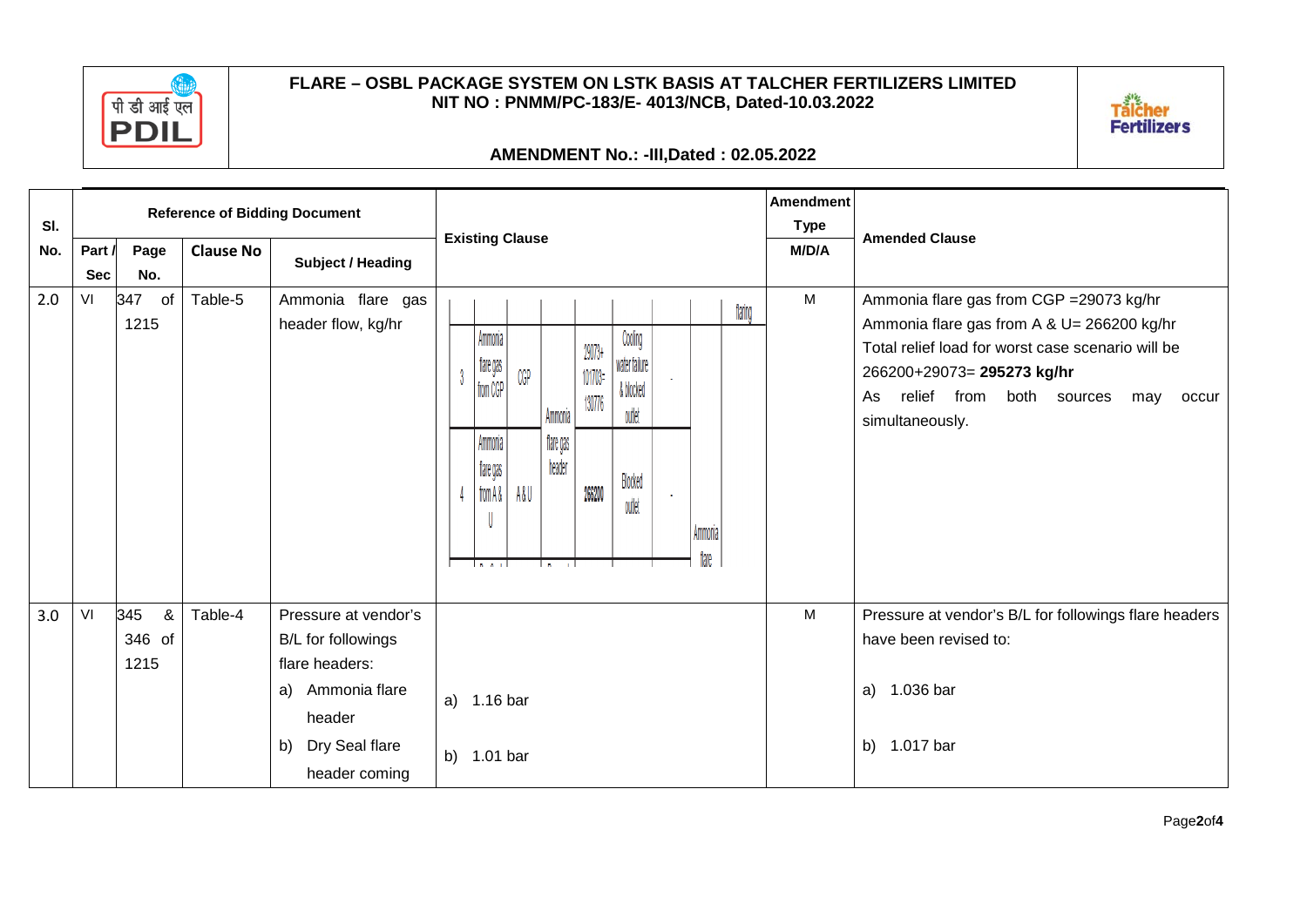| Sl. No. | Reference of Bidding Document | | | | Existing Clause | Amendment Type M/D/A | Amended Clause |
|---|---|---|---|---|---|---|---|
| | Part / Sec | Page No. | Clause No | Subject / Heading | | | |
| 2.0 | VI | 347 of 1215 | Table-5 | Ammonia flare gas header flow, kg/hr | flaring<br>3 \| Ammonia flare gas from CGP \| CGP \| Ammonia flare gas header \| 29073+101703=130776 \| Cooling water failure & blocked outlet \| -<br>4 \| Ammonia flare gas from A & U \| A & U \| \| 266200 \| Blocked outlet \| - \| Ammonia flare | M | Ammonia flare gas from CGP =29073 kg/hr<br>Ammonia flare gas from A & U= 266200 kg/hr<br>Total relief load for worst case scenario will be 266200+29073= **295273 kg/hr**<br>As relief from both sources may occur simultaneously. |
| 3.0 | VI | 345 & 346 of 1215 | Table-4 | Pressure at vendor's B/L for followings flare headers:<br>a) Ammonia flare header<br>b) Dry Seal flare header coming | a) 1.16 bar<br>b) 1.01 bar | M | Pressure at vendor's B/L for followings flare headers have been revised to:<br>a) 1.036 bar<br>b) 1.017 bar |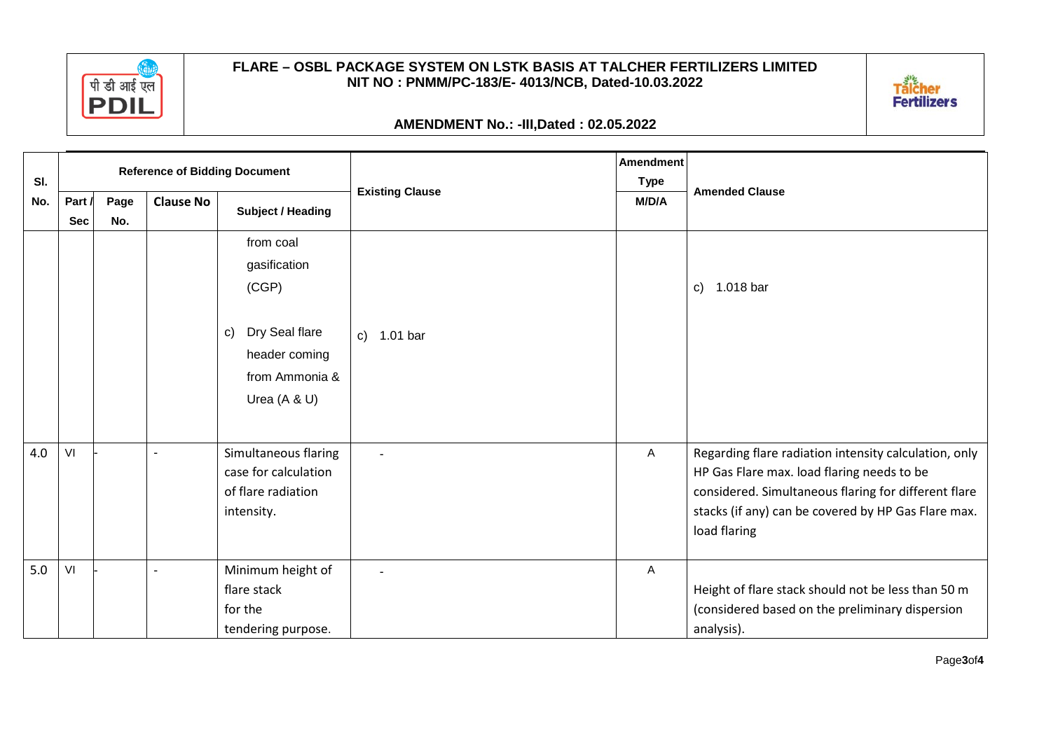| Sl. No. | Reference of Bidding Document | | | | Existing Clause | Amendment Type | Amended Clause |
|---|---|---|---|---|---|---|---|
| | Part / Sec | Page No. | Clause No | Subject / Heading | | M/D/A | |
| | | | | from coal gasification (CGP)<br><br>c) Dry Seal flare header coming from Ammonia & Urea (A & U) | c) 1.01 bar | | c) 1.018 bar |
| 4.0 | VI | - | - | Simultaneous flaring case for calculation of flare radiation intensity. | - | A | Regarding flare radiation intensity calculation, only HP Gas Flare max. load flaring needs to be considered. Simultaneous flaring for different flare stacks (if any) can be covered by HP Gas Flare max. load flaring |
| 5.0 | VI | - | - | Minimum height of flare stack for the tendering purpose. | - | A | Height of flare stack should not be less than 50 m (considered based on the preliminary dispersion analysis). |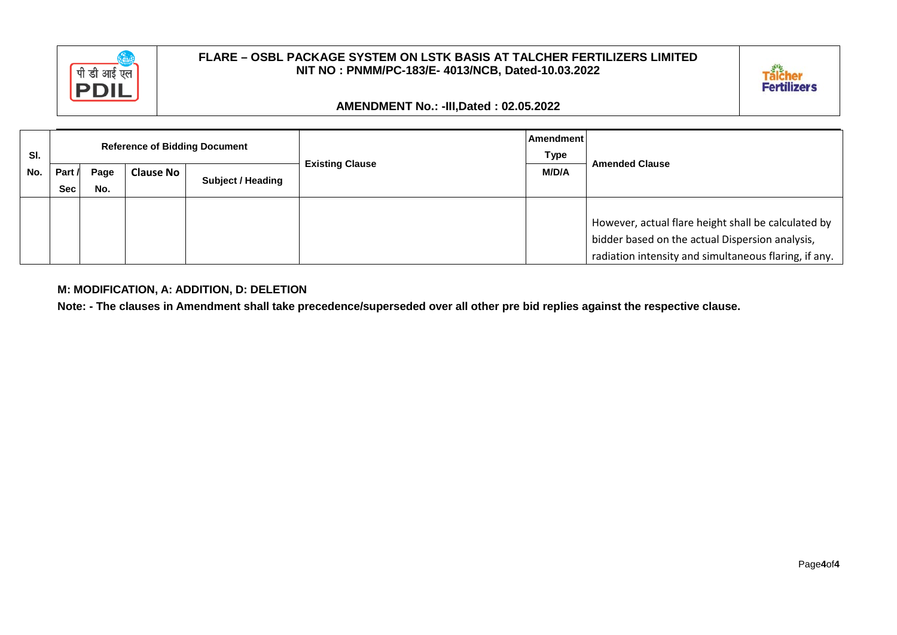**FLARE – OSBL PACKAGE SYSTEM ON LSTK BASIS AT TALCHER FERTILIZERS LIMITED**
**NIT NO : PNMM/PC-183/E- 4013/NCB, Dated-10.03.2022**

**AMENDMENT No.: -III,Dated : 02.05.2022**

| Sl. No. | Reference of Bidding Document | | | | Existing Clause | Amendment Type M/D/A | Amended Clause |
|---|---|---|---|---|---|---|---|
| | Part / Sec | Page No. | Clause No | Subject / Heading | | | |
| | | | | | | | However, actual flare height shall be calculated by bidder based on the actual Dispersion analysis, radiation intensity and simultaneous flaring, if any. |

**M: MODIFICATION, A: ADDITION, D: DELETION**

**Note: - The clauses in Amendment shall take precedence/superseded over all other pre bid replies against the respective clause.**